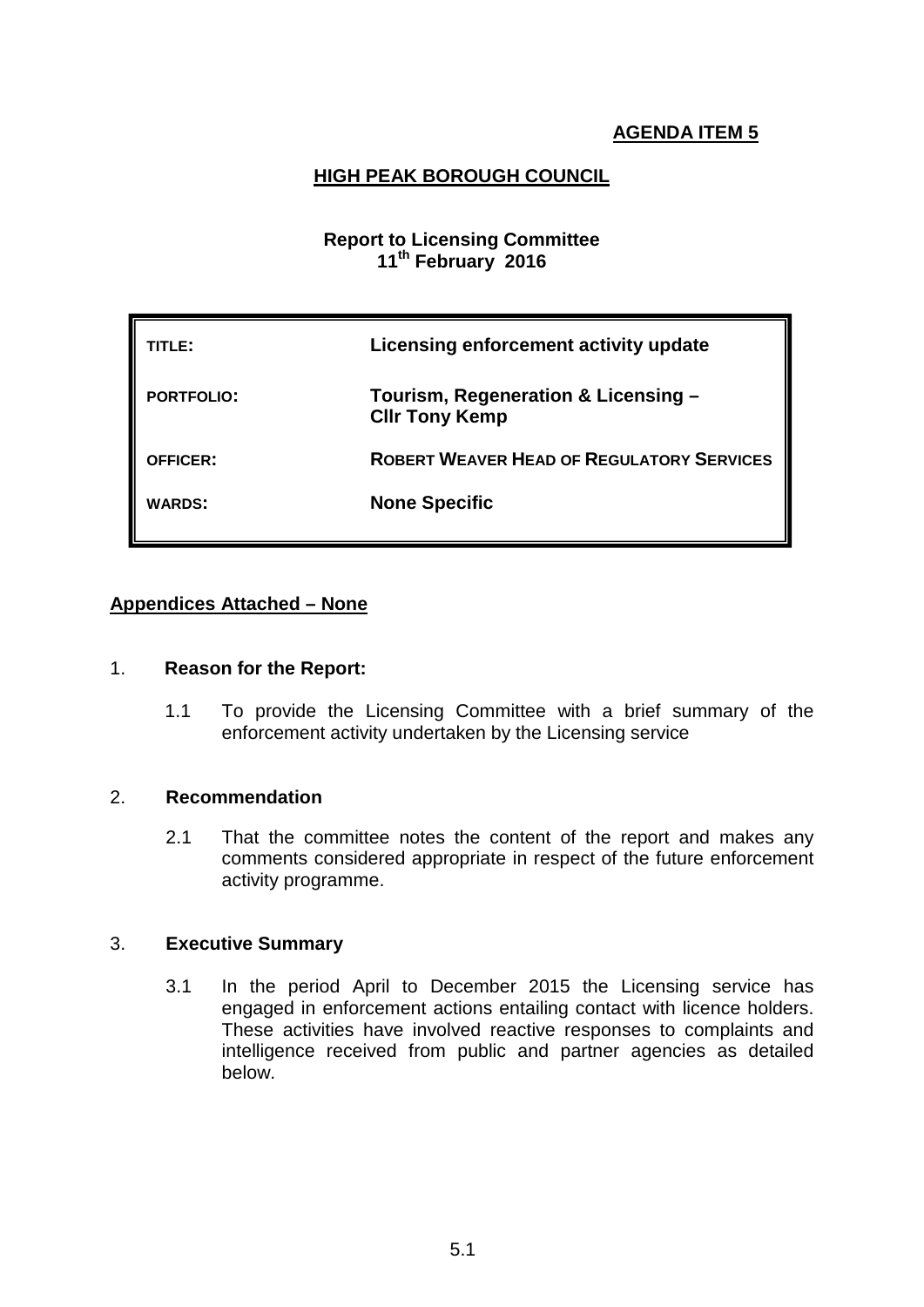**AGENDA ITEM 5**

**HIGH PEAK BOROUGH COUNCIL**

**Report to Licensing Committee**
**11th February 2016**

| | |
|---|---|
| **TITLE:** | **Licensing enforcement activity update** |
| **PORTFOLIO:** | **Tourism, Regeneration & Licensing – Cllr Tony Kemp** |
| **OFFICER:** | **ROBERT WEAVER HEAD OF REGULATORY SERVICES** |
| **WARDS:** | **None Specific** |

**Appendices Attached – None**

1. **Reason for the Report:**

   1.1 To provide the Licensing Committee with a brief summary of the enforcement activity undertaken by the Licensing service

2. **Recommendation**

   2.1 That the committee notes the content of the report and makes any comments considered appropriate in respect of the future enforcement activity programme.

3. **Executive Summary**

   3.1 In the period April to December 2015 the Licensing service has engaged in enforcement actions entailing contact with licence holders. These activities have involved reactive responses to complaints and intelligence received from public and partner agencies as detailed below.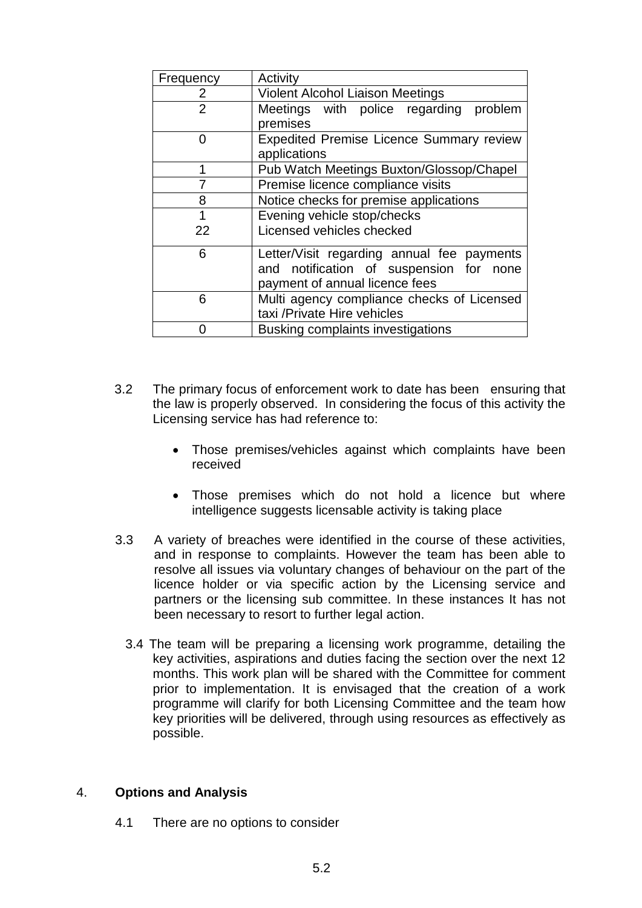| Frequency | Activity |
|---|---|
| 2 | Violent Alcohol Liaison Meetings |
| 2 | Meetings with police regarding problem premises |
| 0 | Expedited Premise Licence Summary review applications |
| 1 | Pub Watch Meetings Buxton/Glossop/Chapel |
| 7 | Premise licence compliance visits |
| 8 | Notice checks for premise applications |
| 1<br>22 | Evening vehicle stop/checks<br>Licensed vehicles checked |
| 6 | Letter/Visit regarding annual fee payments and notification of suspension for none payment of annual licence fees |
| 6 | Multi agency compliance checks of Licensed taxi /Private Hire vehicles |
| 0 | Busking complaints investigations |

3.2 The primary focus of enforcement work to date has been ensuring that the law is properly observed. In considering the focus of this activity the Licensing service has had reference to:

- Those premises/vehicles against which complaints have been received
- Those premises which do not hold a licence but where intelligence suggests licensable activity is taking place

3.3 A variety of breaches were identified in the course of these activities, and in response to complaints. However the team has been able to resolve all issues via voluntary changes of behaviour on the part of the licence holder or via specific action by the Licensing service and partners or the licensing sub committee. In these instances It has not been necessary to resort to further legal action.

3.4 The team will be preparing a licensing work programme, detailing the key activities, aspirations and duties facing the section over the next 12 months. This work plan will be shared with the Committee for comment prior to implementation. It is envisaged that the creation of a work programme will clarify for both Licensing Committee and the team how key priorities will be delivered, through using resources as effectively as possible.

## 4. **Options and Analysis**

4.1 There are no options to consider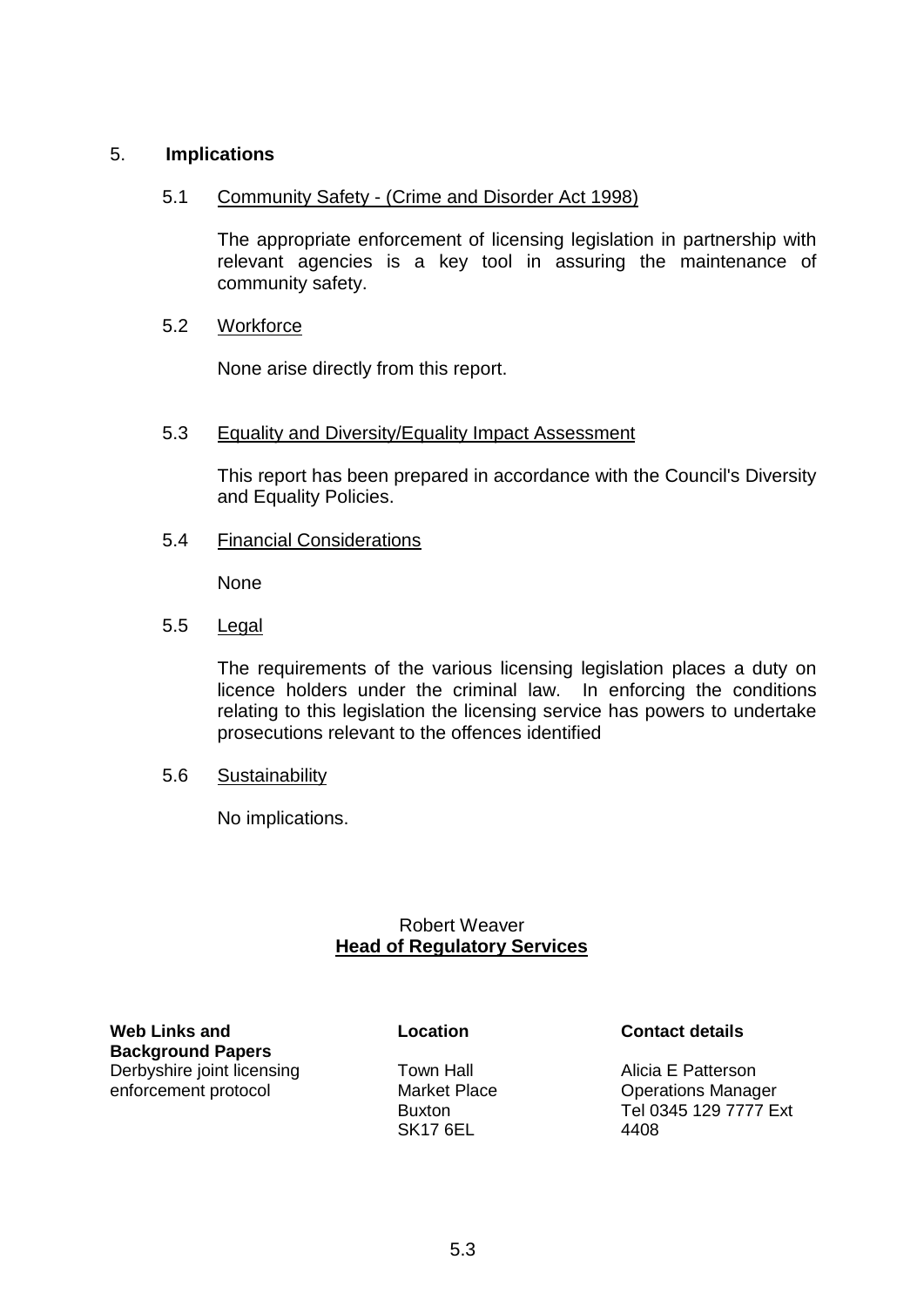## 5. Implications

### 5.1 Community Safety - (Crime and Disorder Act 1998)

The appropriate enforcement of licensing legislation in partnership with relevant agencies is a key tool in assuring the maintenance of community safety.

### 5.2 Workforce

None arise directly from this report.

### 5.3 Equality and Diversity/Equality Impact Assessment

This report has been prepared in accordance with the Council's Diversity and Equality Policies.

### 5.4 Financial Considerations

None

### 5.5 Legal

The requirements of the various licensing legislation places a duty on licence holders under the criminal law. In enforcing the conditions relating to this legislation the licensing service has powers to undertake prosecutions relevant to the offences identified

### 5.6 Sustainability

No implications.

Robert Weaver
**Head of Regulatory Services**

| **Web Links and Background Papers** | **Location** | **Contact details** |
| --- | --- | --- |
| Derbyshire joint licensing enforcement protocol | Town Hall<br>Market Place<br>Buxton<br>SK17 6EL | Alicia E Patterson<br>Operations Manager<br>Tel 0345 129 7777 Ext 4408 |